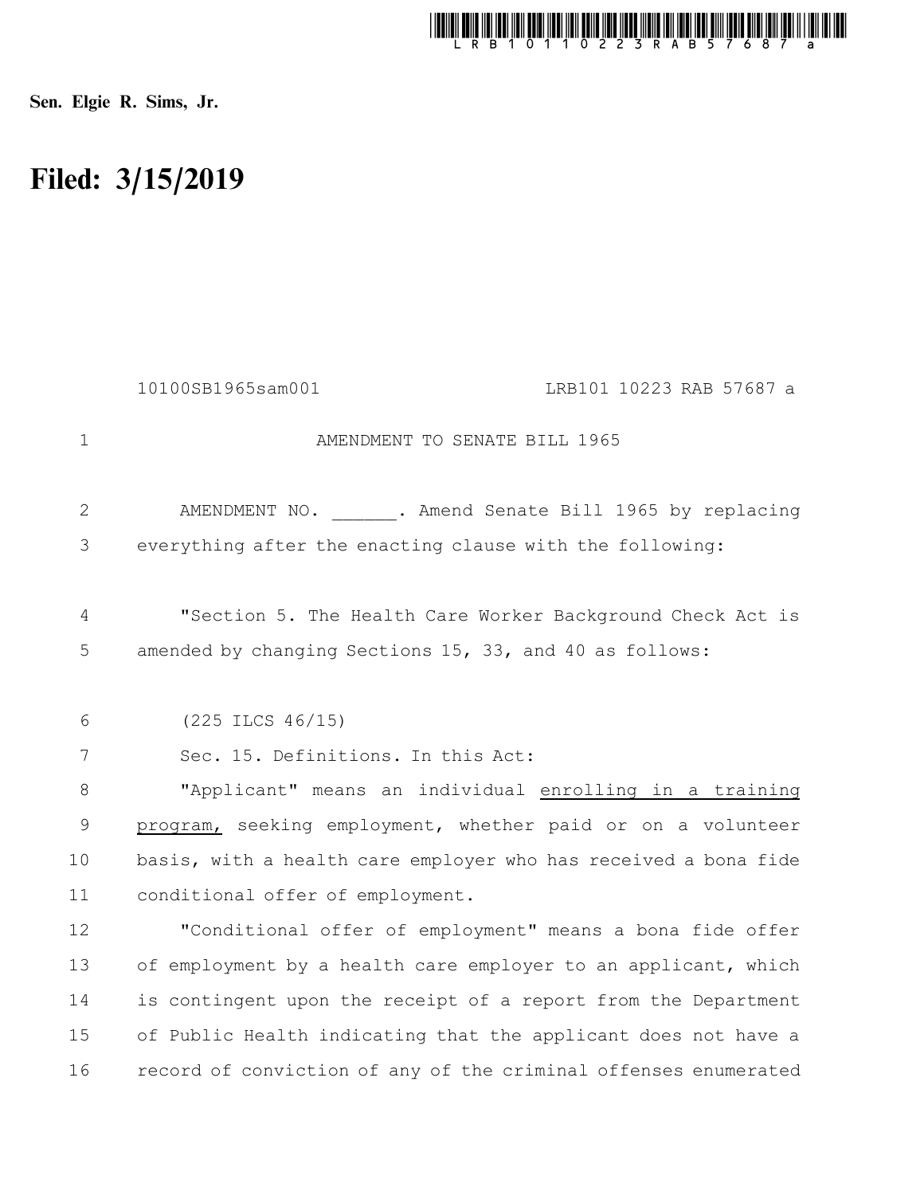**Sen. Elgie R. Sims, Jr.**

# Filed: 3/15/2019

10100SB1965sam001 LRB101 10223 RAB 57687 a

AMENDMENT TO SENATE BILL 1965

AMENDMENT NO. ______. Amend Senate Bill 1965 by replacing everything after the enacting clause with the following:

"Section 5. The Health Care Worker Background Check Act is amended by changing Sections 15, 33, and 40 as follows:

(225 ILCS 46/15)

Sec. 15. Definitions. In this Act:

"Applicant" means an individual enrolling in a training program, seeking employment, whether paid or on a volunteer basis, with a health care employer who has received a bona fide conditional offer of employment.

"Conditional offer of employment" means a bona fide offer of employment by a health care employer to an applicant, which is contingent upon the receipt of a report from the Department of Public Health indicating that the applicant does not have a record of conviction of any of the criminal offenses enumerated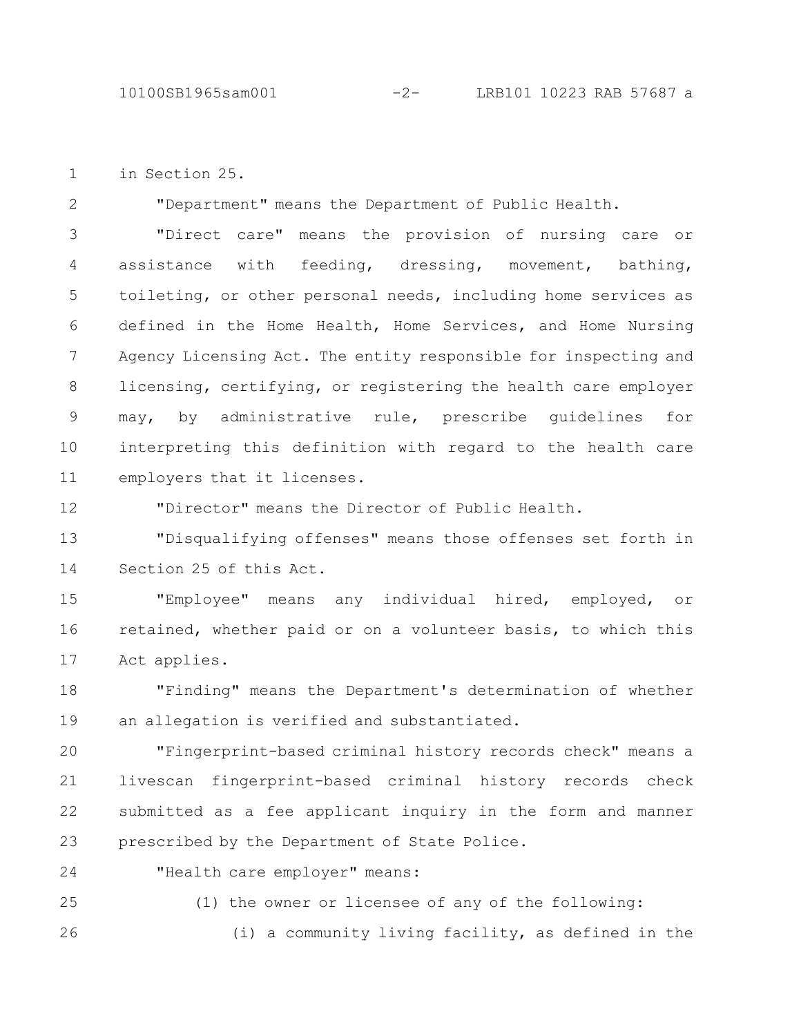in Section 25.

"Department" means the Department of Public Health.

"Direct care" means the provision of nursing care or assistance with feeding, dressing, movement, bathing, toileting, or other personal needs, including home services as defined in the Home Health, Home Services, and Home Nursing Agency Licensing Act. The entity responsible for inspecting and licensing, certifying, or registering the health care employer may, by administrative rule, prescribe guidelines for interpreting this definition with regard to the health care employers that it licenses.

"Director" means the Director of Public Health.

"Disqualifying offenses" means those offenses set forth in Section 25 of this Act.

"Employee" means any individual hired, employed, or retained, whether paid or on a volunteer basis, to which this Act applies.

"Finding" means the Department's determination of whether an allegation is verified and substantiated.

"Fingerprint-based criminal history records check" means a livescan fingerprint-based criminal history records check submitted as a fee applicant inquiry in the form and manner prescribed by the Department of State Police.

"Health care employer" means:

(1) the owner or licensee of any of the following:

(i) a community living facility, as defined in the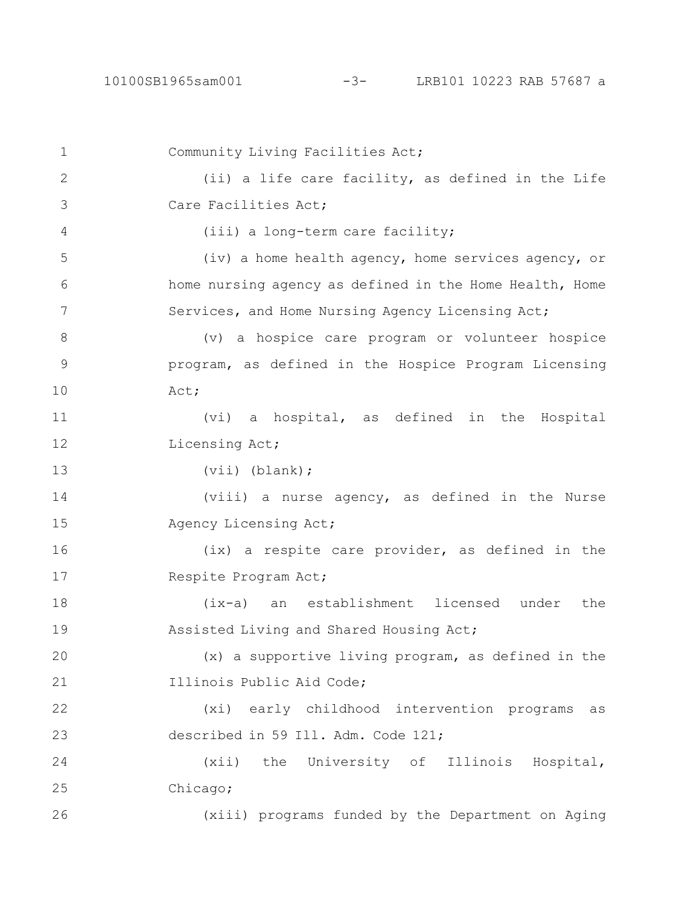Community Living Facilities Act;

(ii) a life care facility, as defined in the Life Care Facilities Act;

(iii) a long-term care facility;

(iv) a home health agency, home services agency, or home nursing agency as defined in the Home Health, Home Services, and Home Nursing Agency Licensing Act;

(v) a hospice care program or volunteer hospice program, as defined in the Hospice Program Licensing Act;

(vi) a hospital, as defined in the Hospital Licensing Act;

(vii) (blank);

(viii) a nurse agency, as defined in the Nurse Agency Licensing Act;

(ix) a respite care provider, as defined in the Respite Program Act;

(ix-a) an establishment licensed under the Assisted Living and Shared Housing Act;

(x) a supportive living program, as defined in the Illinois Public Aid Code;

(xi) early childhood intervention programs as described in 59 Ill. Adm. Code 121;

(xii) the University of Illinois Hospital, Chicago;

(xiii) programs funded by the Department on Aging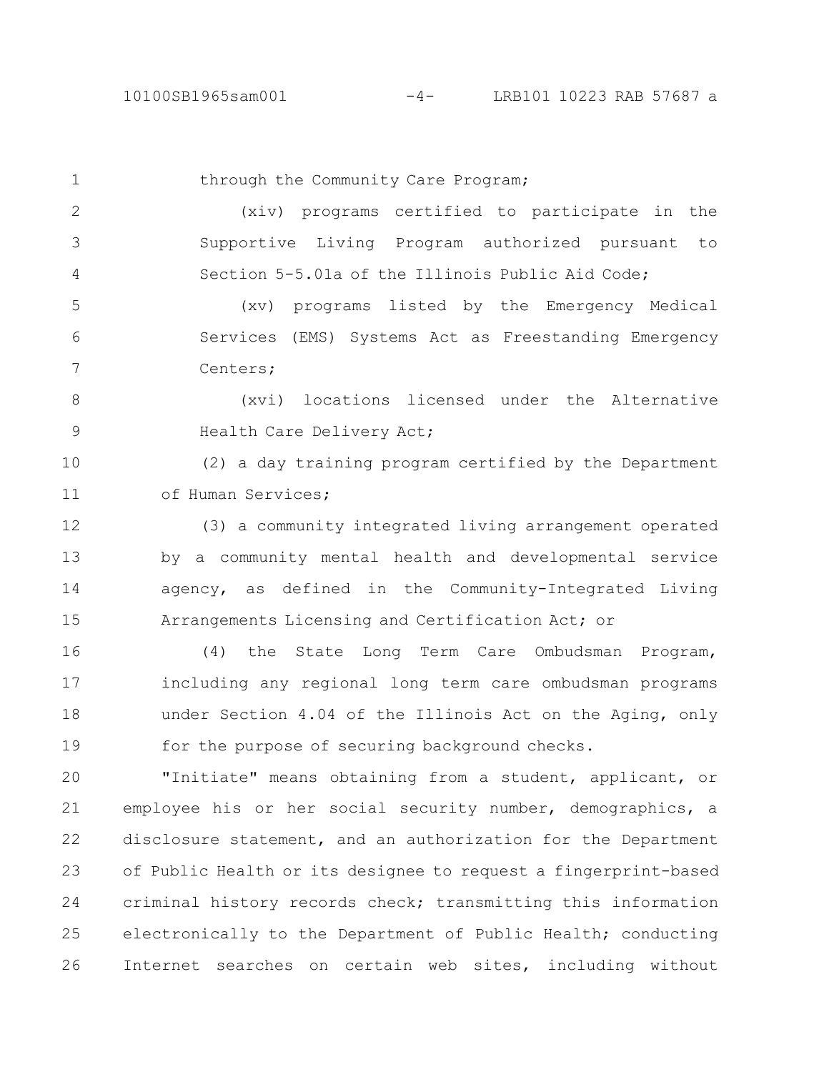through the Community Care Program;

(xiv) programs certified to participate in the Supportive Living Program authorized pursuant to Section 5-5.01a of the Illinois Public Aid Code;

(xv) programs listed by the Emergency Medical Services (EMS) Systems Act as Freestanding Emergency Centers;

(xvi) locations licensed under the Alternative Health Care Delivery Act;

(2) a day training program certified by the Department of Human Services;

(3) a community integrated living arrangement operated by a community mental health and developmental service agency, as defined in the Community-Integrated Living Arrangements Licensing and Certification Act; or

(4) the State Long Term Care Ombudsman Program, including any regional long term care ombudsman programs under Section 4.04 of the Illinois Act on the Aging, only for the purpose of securing background checks.

"Initiate" means obtaining from a student, applicant, or employee his or her social security number, demographics, a disclosure statement, and an authorization for the Department of Public Health or its designee to request a fingerprint-based criminal history records check; transmitting this information electronically to the Department of Public Health; conducting Internet searches on certain web sites, including without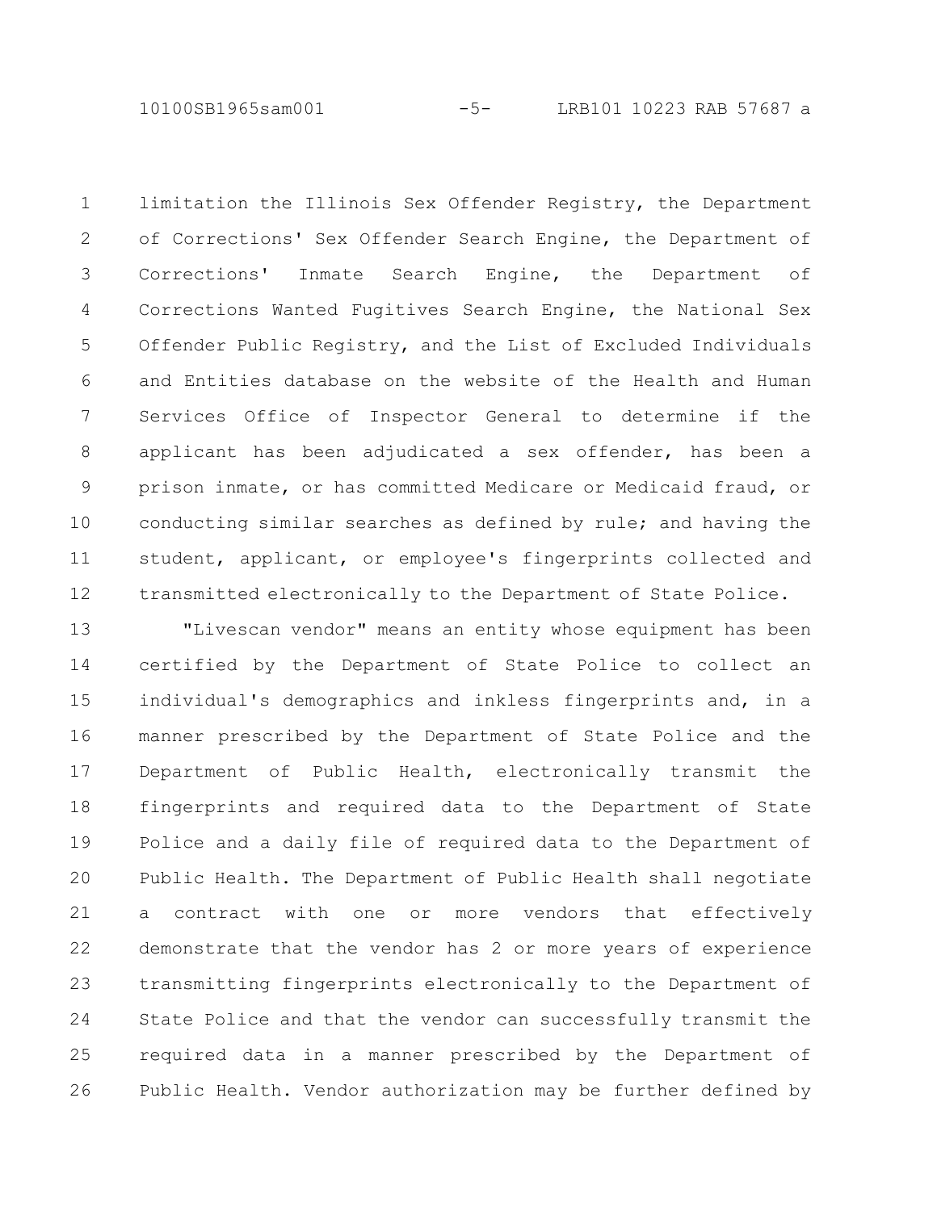limitation the Illinois Sex Offender Registry, the Department of Corrections' Sex Offender Search Engine, the Department of Corrections' Inmate Search Engine, the Department of Corrections Wanted Fugitives Search Engine, the National Sex Offender Public Registry, and the List of Excluded Individuals and Entities database on the website of the Health and Human Services Office of Inspector General to determine if the applicant has been adjudicated a sex offender, has been a prison inmate, or has committed Medicare or Medicaid fraud, or conducting similar searches as defined by rule; and having the student, applicant, or employee's fingerprints collected and transmitted electronically to the Department of State Police.

"Livescan vendor" means an entity whose equipment has been certified by the Department of State Police to collect an individual's demographics and inkless fingerprints and, in a manner prescribed by the Department of State Police and the Department of Public Health, electronically transmit the fingerprints and required data to the Department of State Police and a daily file of required data to the Department of Public Health. The Department of Public Health shall negotiate a contract with one or more vendors that effectively demonstrate that the vendor has 2 or more years of experience transmitting fingerprints electronically to the Department of State Police and that the vendor can successfully transmit the required data in a manner prescribed by the Department of Public Health. Vendor authorization may be further defined by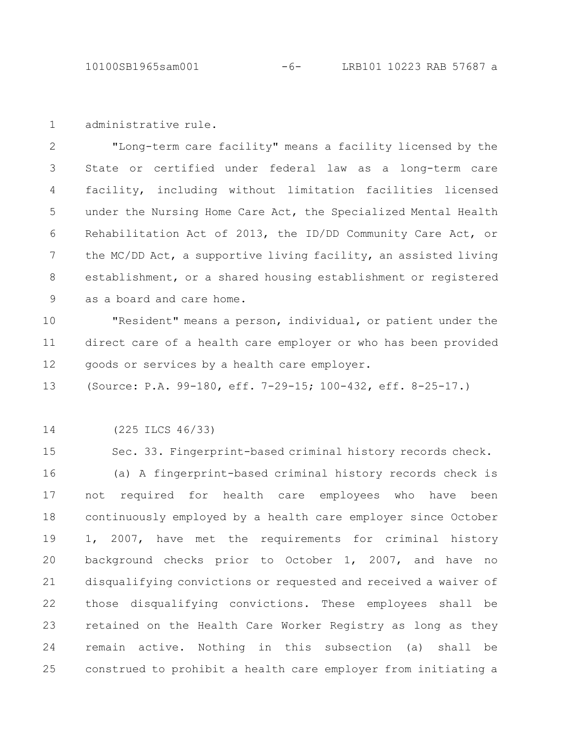administrative rule.

"Long-term care facility" means a facility licensed by the State or certified under federal law as a long-term care facility, including without limitation facilities licensed under the Nursing Home Care Act, the Specialized Mental Health Rehabilitation Act of 2013, the ID/DD Community Care Act, or the MC/DD Act, a supportive living facility, an assisted living establishment, or a shared housing establishment or registered as a board and care home.

"Resident" means a person, individual, or patient under the direct care of a health care employer or who has been provided goods or services by a health care employer.

(Source: P.A. 99-180, eff. 7-29-15; 100-432, eff. 8-25-17.)

(225 ILCS 46/33)

Sec. 33. Fingerprint-based criminal history records check.

(a) A fingerprint-based criminal history records check is not required for health care employees who have been continuously employed by a health care employer since October 1, 2007, have met the requirements for criminal history background checks prior to October 1, 2007, and have no disqualifying convictions or requested and received a waiver of those disqualifying convictions. These employees shall be retained on the Health Care Worker Registry as long as they remain active. Nothing in this subsection (a) shall be construed to prohibit a health care employer from initiating a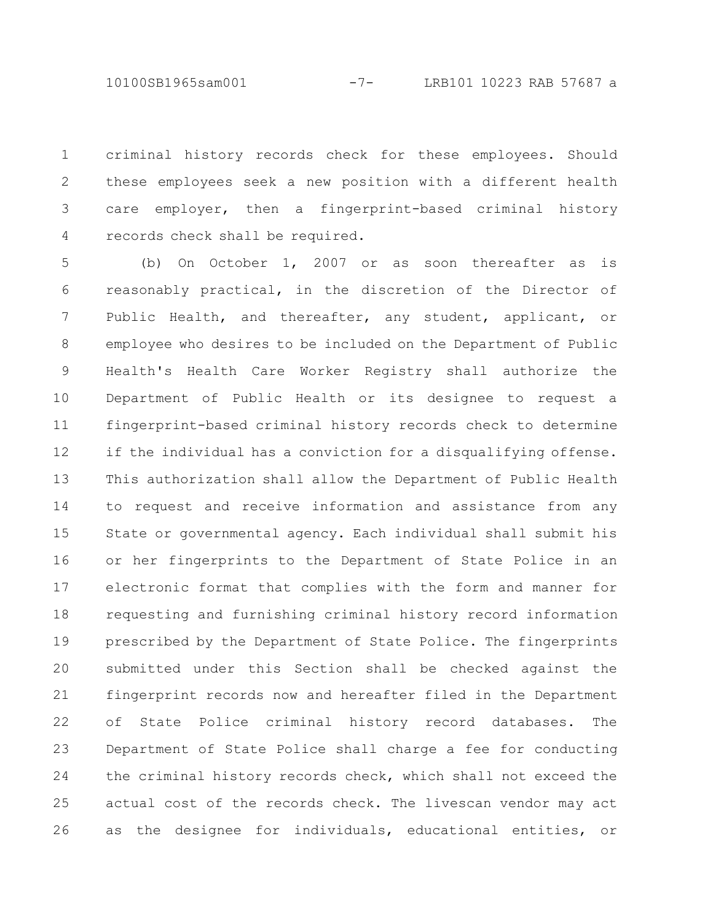criminal history records check for these employees. Should these employees seek a new position with a different health care employer, then a fingerprint-based criminal history records check shall be required.

(b) On October 1, 2007 or as soon thereafter as is reasonably practical, in the discretion of the Director of Public Health, and thereafter, any student, applicant, or employee who desires to be included on the Department of Public Health's Health Care Worker Registry shall authorize the Department of Public Health or its designee to request a fingerprint-based criminal history records check to determine if the individual has a conviction for a disqualifying offense. This authorization shall allow the Department of Public Health to request and receive information and assistance from any State or governmental agency. Each individual shall submit his or her fingerprints to the Department of State Police in an electronic format that complies with the form and manner for requesting and furnishing criminal history record information prescribed by the Department of State Police. The fingerprints submitted under this Section shall be checked against the fingerprint records now and hereafter filed in the Department of State Police criminal history record databases. The Department of State Police shall charge a fee for conducting the criminal history records check, which shall not exceed the actual cost of the records check. The livescan vendor may act as the designee for individuals, educational entities, or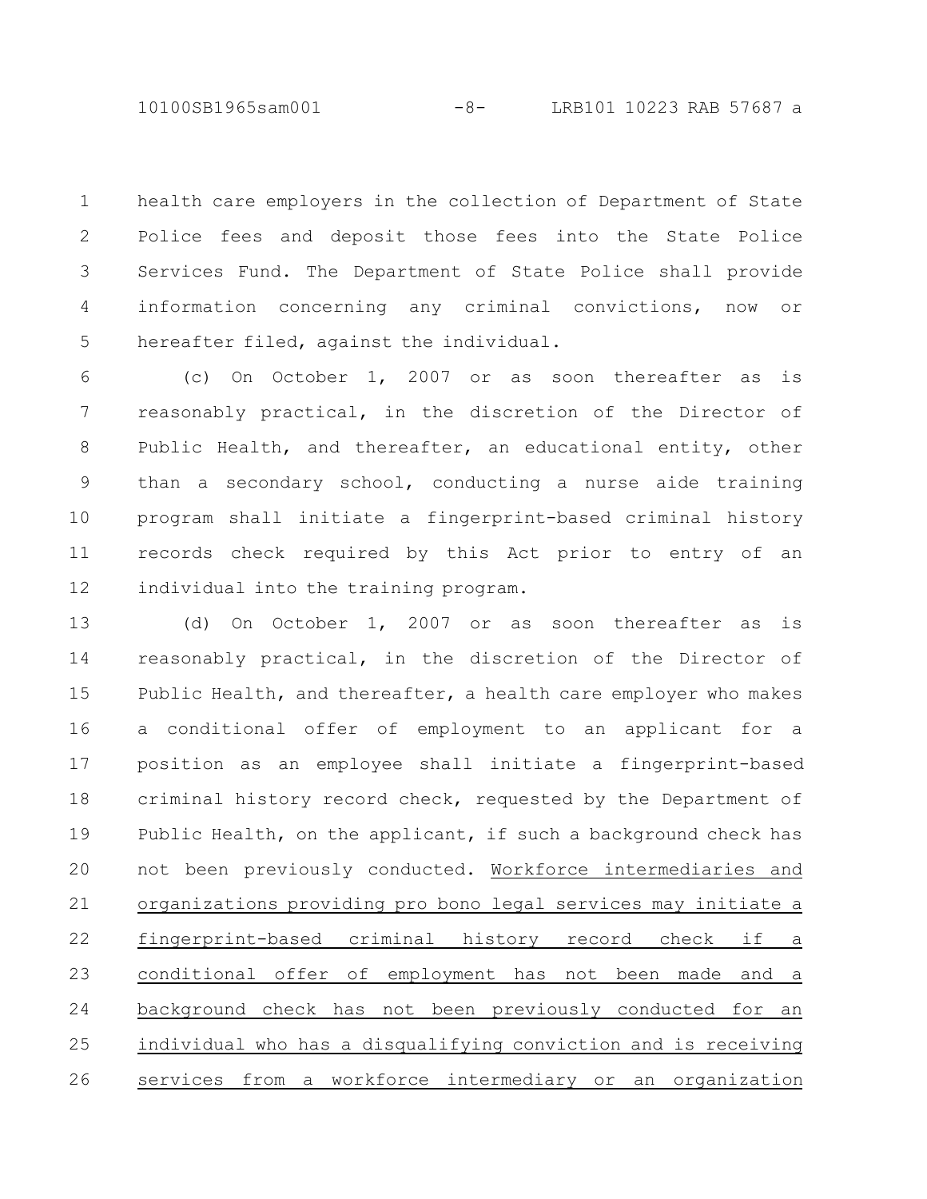health care employers in the collection of Department of State Police fees and deposit those fees into the State Police Services Fund. The Department of State Police shall provide information concerning any criminal convictions, now or hereafter filed, against the individual.

(c) On October 1, 2007 or as soon thereafter as is reasonably practical, in the discretion of the Director of Public Health, and thereafter, an educational entity, other than a secondary school, conducting a nurse aide training program shall initiate a fingerprint-based criminal history records check required by this Act prior to entry of an individual into the training program.

(d) On October 1, 2007 or as soon thereafter as is reasonably practical, in the discretion of the Director of Public Health, and thereafter, a health care employer who makes a conditional offer of employment to an applicant for a position as an employee shall initiate a fingerprint-based criminal history record check, requested by the Department of Public Health, on the applicant, if such a background check has not been previously conducted. <u>Workforce intermediaries and organizations providing pro bono legal services may initiate a fingerprint-based criminal history record check if a conditional offer of employment has not been made and a background check has not been previously conducted for an individual who has a disqualifying conviction and is receiving services from a workforce intermediary or an organization</u>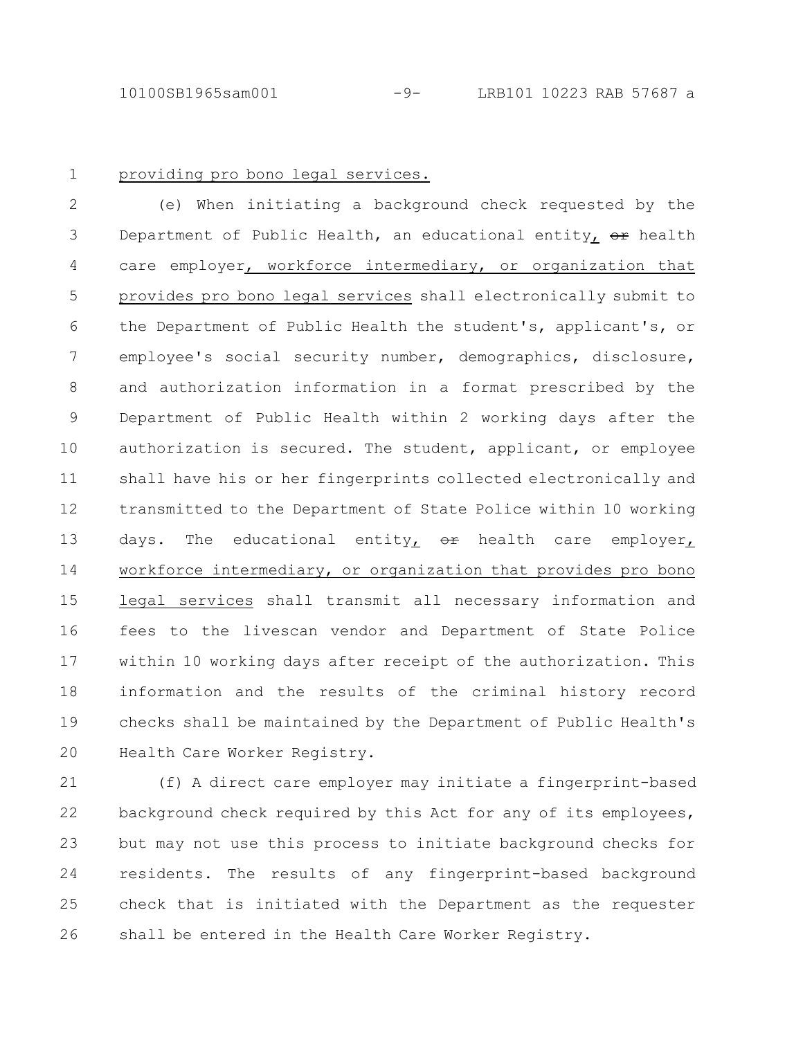providing pro bono legal services.

(e) When initiating a background check requested by the Department of Public Health, an educational entity, ~~or~~ health care employer, workforce intermediary, or organization that provides pro bono legal services shall electronically submit to the Department of Public Health the student's, applicant's, or employee's social security number, demographics, disclosure, and authorization information in a format prescribed by the Department of Public Health within 2 working days after the authorization is secured. The student, applicant, or employee shall have his or her fingerprints collected electronically and transmitted to the Department of State Police within 10 working days. The educational entity, ~~or~~ health care employer, workforce intermediary, or organization that provides pro bono legal services shall transmit all necessary information and fees to the livescan vendor and Department of State Police within 10 working days after receipt of the authorization. This information and the results of the criminal history record checks shall be maintained by the Department of Public Health's Health Care Worker Registry.

(f) A direct care employer may initiate a fingerprint-based background check required by this Act for any of its employees, but may not use this process to initiate background checks for residents. The results of any fingerprint-based background check that is initiated with the Department as the requester shall be entered in the Health Care Worker Registry.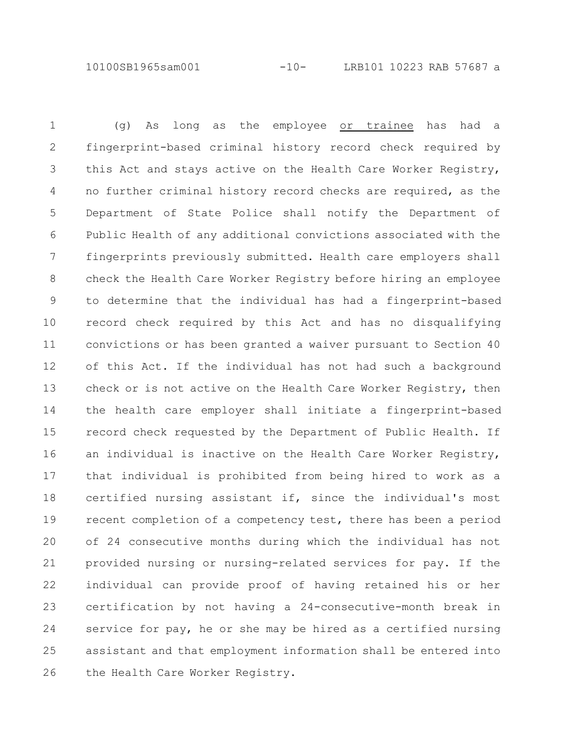(g) As long as the employee <u>or trainee</u> has had a fingerprint-based criminal history record check required by this Act and stays active on the Health Care Worker Registry, no further criminal history record checks are required, as the Department of State Police shall notify the Department of Public Health of any additional convictions associated with the fingerprints previously submitted. Health care employers shall check the Health Care Worker Registry before hiring an employee to determine that the individual has had a fingerprint-based record check required by this Act and has no disqualifying convictions or has been granted a waiver pursuant to Section 40 of this Act. If the individual has not had such a background check or is not active on the Health Care Worker Registry, then the health care employer shall initiate a fingerprint-based record check requested by the Department of Public Health. If an individual is inactive on the Health Care Worker Registry, that individual is prohibited from being hired to work as a certified nursing assistant if, since the individual's most recent completion of a competency test, there has been a period of 24 consecutive months during which the individual has not provided nursing or nursing-related services for pay. If the individual can provide proof of having retained his or her certification by not having a 24-consecutive-month break in service for pay, he or she may be hired as a certified nursing assistant and that employment information shall be entered into the Health Care Worker Registry.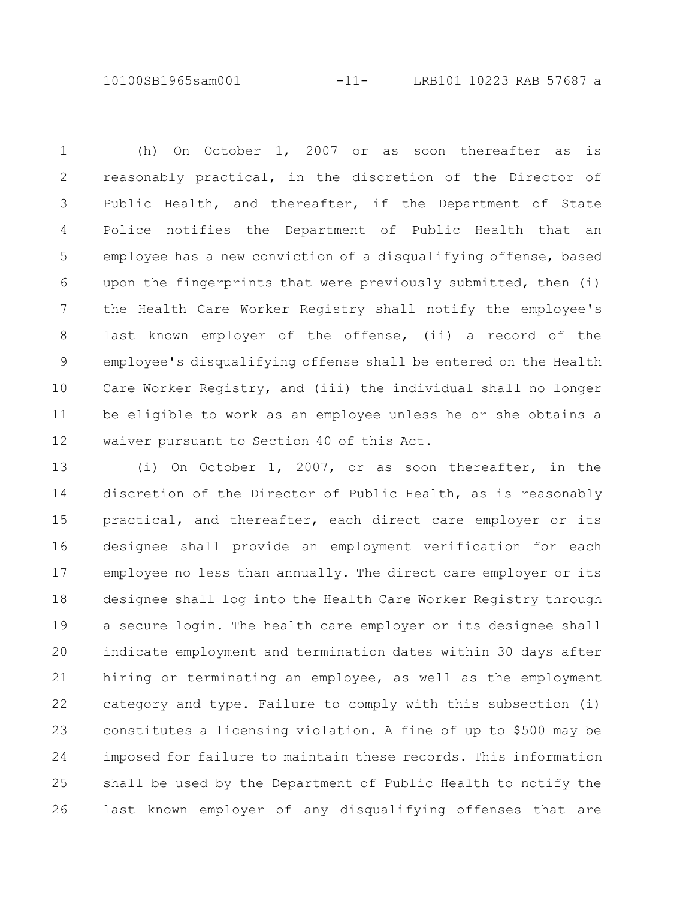(h) On October 1, 2007 or as soon thereafter as is reasonably practical, in the discretion of the Director of Public Health, and thereafter, if the Department of State Police notifies the Department of Public Health that an employee has a new conviction of a disqualifying offense, based upon the fingerprints that were previously submitted, then (i) the Health Care Worker Registry shall notify the employee's last known employer of the offense, (ii) a record of the employee's disqualifying offense shall be entered on the Health Care Worker Registry, and (iii) the individual shall no longer be eligible to work as an employee unless he or she obtains a waiver pursuant to Section 40 of this Act.

(i) On October 1, 2007, or as soon thereafter, in the discretion of the Director of Public Health, as is reasonably practical, and thereafter, each direct care employer or its designee shall provide an employment verification for each employee no less than annually. The direct care employer or its designee shall log into the Health Care Worker Registry through a secure login. The health care employer or its designee shall indicate employment and termination dates within 30 days after hiring or terminating an employee, as well as the employment category and type. Failure to comply with this subsection (i) constitutes a licensing violation. A fine of up to $500 may be imposed for failure to maintain these records. This information shall be used by the Department of Public Health to notify the last known employer of any disqualifying offenses that are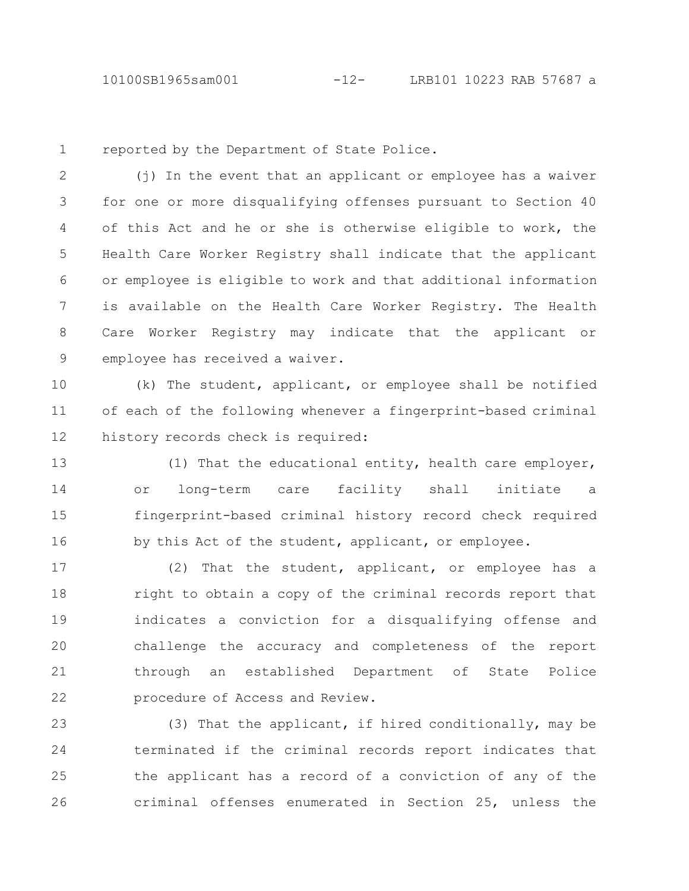reported by the Department of State Police.

(j) In the event that an applicant or employee has a waiver for one or more disqualifying offenses pursuant to Section 40 of this Act and he or she is otherwise eligible to work, the Health Care Worker Registry shall indicate that the applicant or employee is eligible to work and that additional information is available on the Health Care Worker Registry. The Health Care Worker Registry may indicate that the applicant or employee has received a waiver.

(k) The student, applicant, or employee shall be notified of each of the following whenever a fingerprint-based criminal history records check is required:

(1) That the educational entity, health care employer, or long-term care facility shall initiate a fingerprint-based criminal history record check required by this Act of the student, applicant, or employee.

(2) That the student, applicant, or employee has a right to obtain a copy of the criminal records report that indicates a conviction for a disqualifying offense and challenge the accuracy and completeness of the report through an established Department of State Police procedure of Access and Review.

(3) That the applicant, if hired conditionally, may be terminated if the criminal records report indicates that the applicant has a record of a conviction of any of the criminal offenses enumerated in Section 25, unless the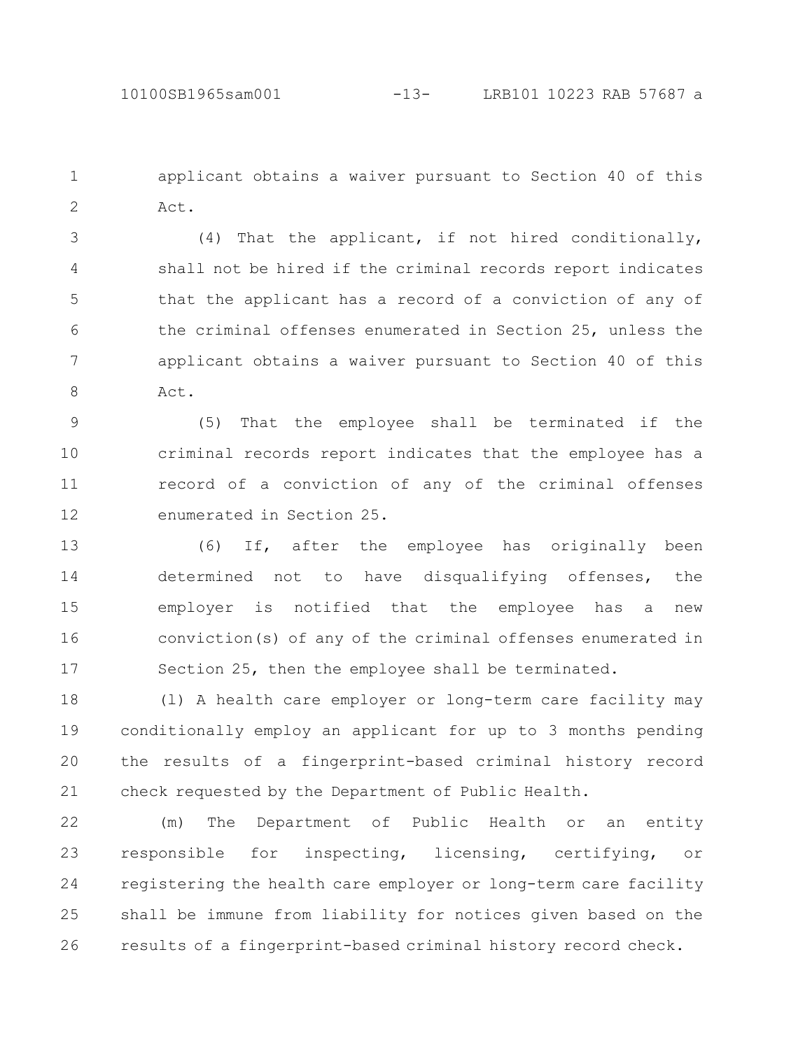applicant obtains a waiver pursuant to Section 40 of this Act.

(4) That the applicant, if not hired conditionally, shall not be hired if the criminal records report indicates that the applicant has a record of a conviction of any of the criminal offenses enumerated in Section 25, unless the applicant obtains a waiver pursuant to Section 40 of this Act.

(5) That the employee shall be terminated if the criminal records report indicates that the employee has a record of a conviction of any of the criminal offenses enumerated in Section 25.

(6) If, after the employee has originally been determined not to have disqualifying offenses, the employer is notified that the employee has a new conviction(s) of any of the criminal offenses enumerated in Section 25, then the employee shall be terminated.

(l) A health care employer or long-term care facility may conditionally employ an applicant for up to 3 months pending the results of a fingerprint-based criminal history record check requested by the Department of Public Health.

(m) The Department of Public Health or an entity responsible for inspecting, licensing, certifying, or registering the health care employer or long-term care facility shall be immune from liability for notices given based on the results of a fingerprint-based criminal history record check.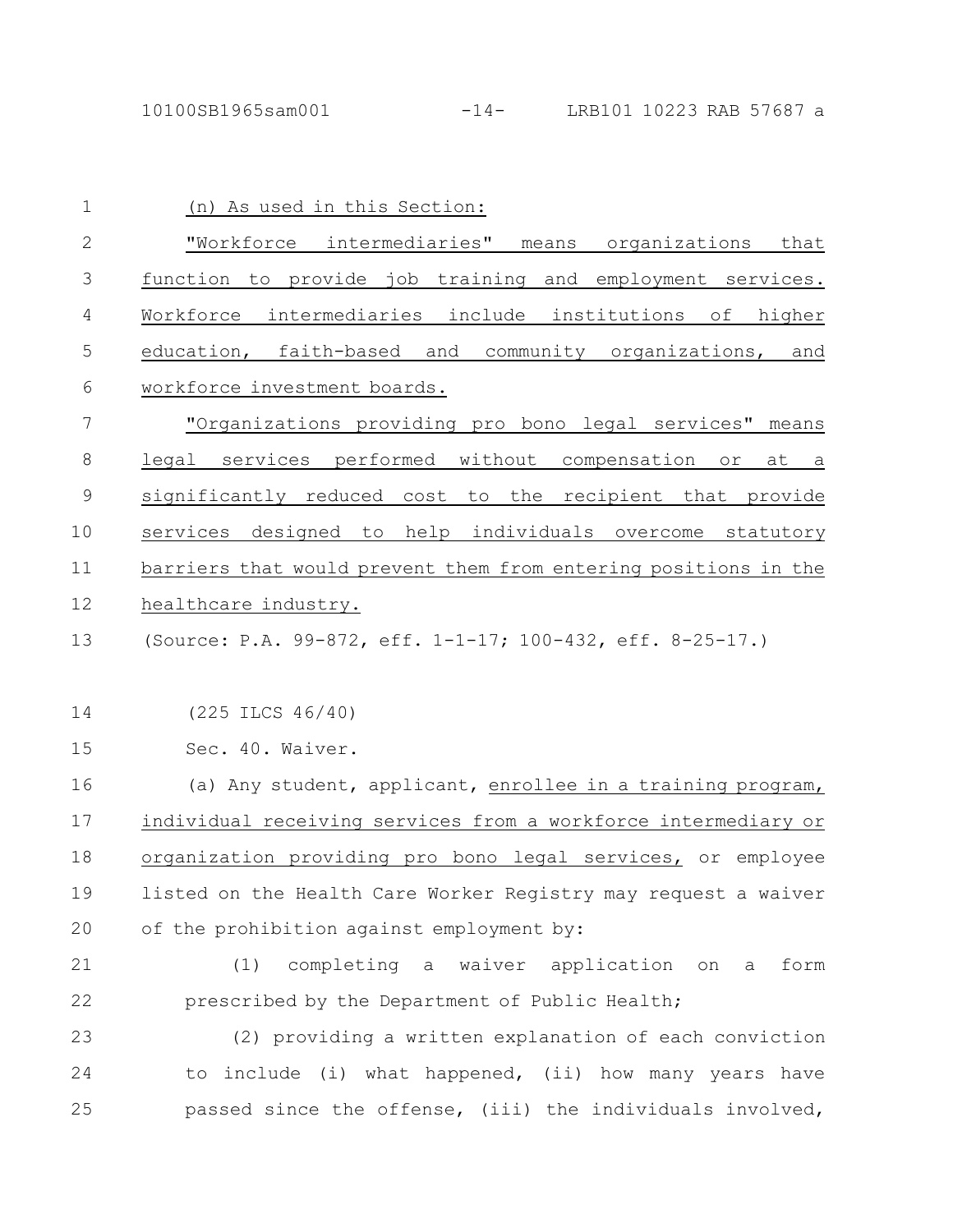(n) As used in this Section:

"Workforce intermediaries" means organizations that function to provide job training and employment services. Workforce intermediaries include institutions of higher education, faith-based and community organizations, and workforce investment boards.

"Organizations providing pro bono legal services" means legal services performed without compensation or at a significantly reduced cost to the recipient that provide services designed to help individuals overcome statutory barriers that would prevent them from entering positions in the healthcare industry.

(Source: P.A. 99-872, eff. 1-1-17; 100-432, eff. 8-25-17.)

(225 ILCS 46/40)

Sec. 40. Waiver.

(a) Any student, applicant, enrollee in a training program, individual receiving services from a workforce intermediary or organization providing pro bono legal services, or employee listed on the Health Care Worker Registry may request a waiver of the prohibition against employment by:

(1) completing a waiver application on a form prescribed by the Department of Public Health;

(2) providing a written explanation of each conviction to include (i) what happened, (ii) how many years have passed since the offense, (iii) the individuals involved,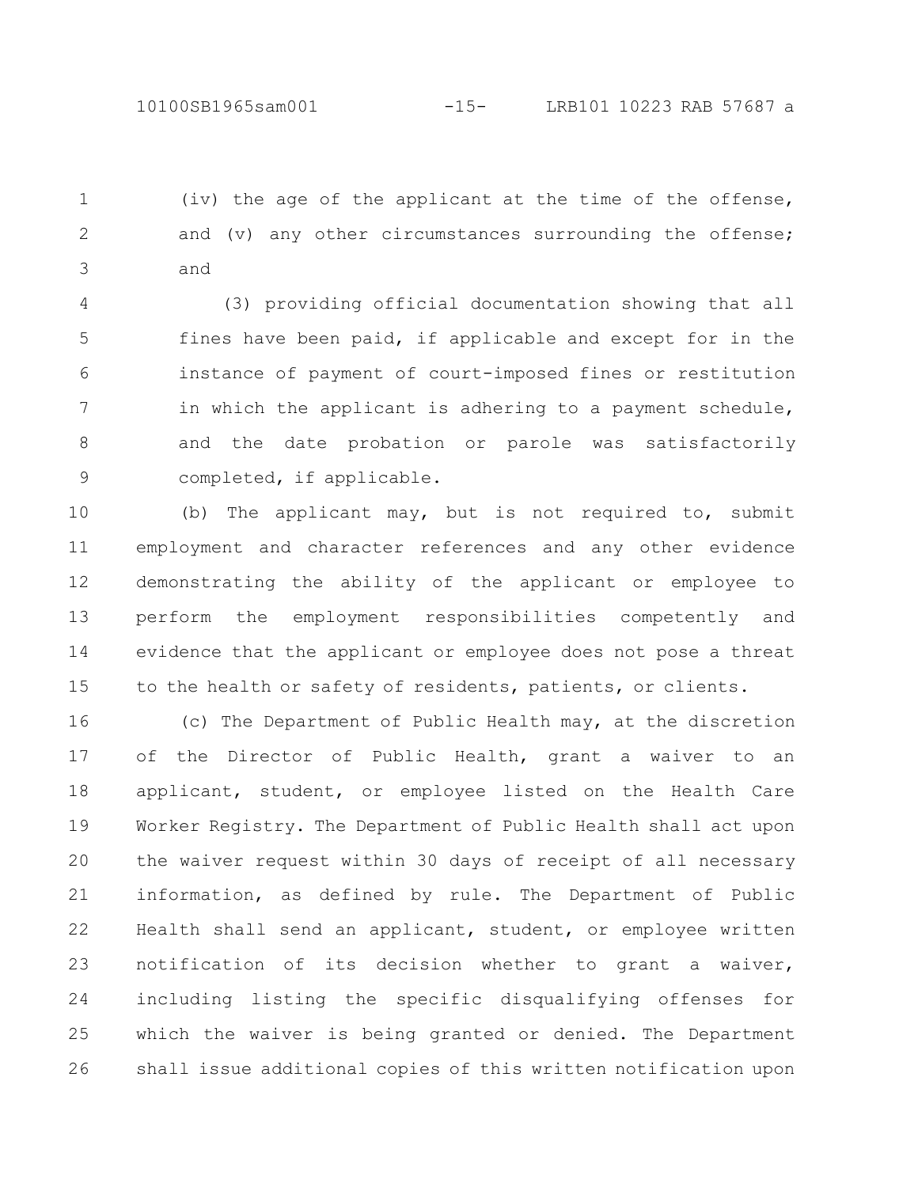(iv) the age of the applicant at the time of the offense, and (v) any other circumstances surrounding the offense; and

(3) providing official documentation showing that all fines have been paid, if applicable and except for in the instance of payment of court-imposed fines or restitution in which the applicant is adhering to a payment schedule, and the date probation or parole was satisfactorily completed, if applicable.

(b) The applicant may, but is not required to, submit employment and character references and any other evidence demonstrating the ability of the applicant or employee to perform the employment responsibilities competently and evidence that the applicant or employee does not pose a threat to the health or safety of residents, patients, or clients.

(c) The Department of Public Health may, at the discretion of the Director of Public Health, grant a waiver to an applicant, student, or employee listed on the Health Care Worker Registry. The Department of Public Health shall act upon the waiver request within 30 days of receipt of all necessary information, as defined by rule. The Department of Public Health shall send an applicant, student, or employee written notification of its decision whether to grant a waiver, including listing the specific disqualifying offenses for which the waiver is being granted or denied. The Department shall issue additional copies of this written notification upon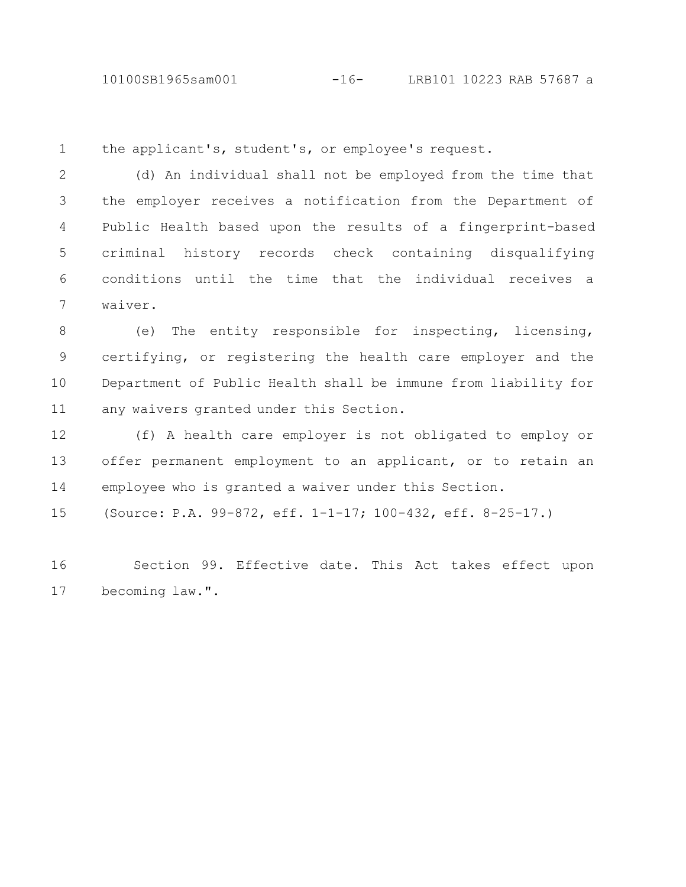the applicant's, student's, or employee's request.

(d) An individual shall not be employed from the time that the employer receives a notification from the Department of Public Health based upon the results of a fingerprint-based criminal history records check containing disqualifying conditions until the time that the individual receives a waiver.

(e) The entity responsible for inspecting, licensing, certifying, or registering the health care employer and the Department of Public Health shall be immune from liability for any waivers granted under this Section.

(f) A health care employer is not obligated to employ or offer permanent employment to an applicant, or to retain an employee who is granted a waiver under this Section.

(Source: P.A. 99-872, eff. 1-1-17; 100-432, eff. 8-25-17.)

Section 99. Effective date. This Act takes effect upon becoming law.".